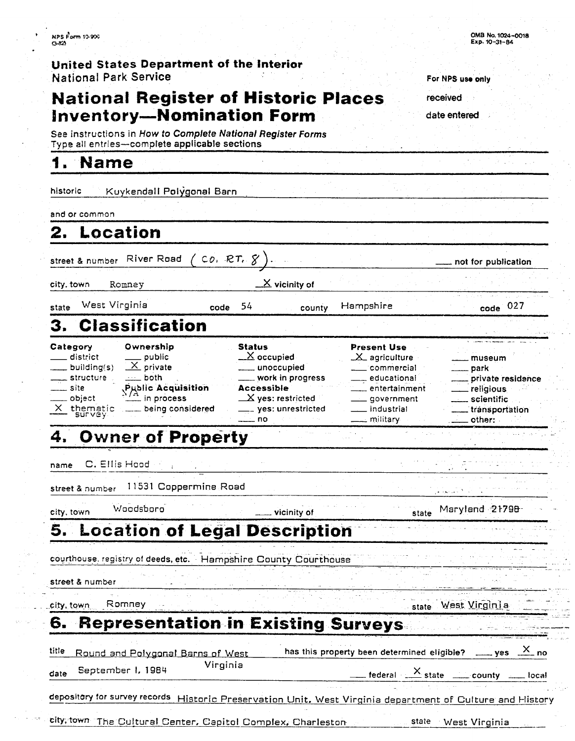NPS Form 10-900
(3-82)

OMB No. 1024-0018
Exp. 10-31-84

**United States Department of the Interior**
National Park Service

For NPS use only

received

date entered

# National Register of Historic Places Inventory—Nomination Form

See instructions in *How to Complete National Register Forms*
Type all entries—complete applicable sections

## 1. Name

historic Kuykendall Polygonal Barn

and or common

## 2. Location

street & number River Road (CO. RT. 8). ___ not for publication

city, town Romney X vicinity of

state West Virginia code 54 county Hampshire code 027

## 3. Classification

| Category | Ownership | Status | Present Use | |
|---|---|---|---|---|
| ___ district | ___ public | X occupied | X agriculture | ___ museum |
| ___ building(s) | X private | ___ unoccupied | ___ commercial | ___ park |
| ___ structure | ___ both | ___ work in progress | ___ educational | ___ private residence |
| ___ site | **Public Acquisition** N/A | **Accessible** | ___ entertainment | ___ religious |
| ___ object | ___ in process | X yes: restricted | ___ government | ___ scientific |
| X thematic survey | ___ being considered | ___ yes: unrestricted | ___ industrial | ___ transportation |
| | | ___ no | ___ military | ___ other: |

## 4. Owner of Property

name C. Ellis Hood

street & number 11531 Coppermine Road

city, town Woodsboro ___ vicinity of state Maryland 21798

## 5. Location of Legal Description

courthouse, registry of deeds, etc. Hampshire County Courthouse

street & number

city, town Romney state West Virginia

## 6. Representation in Existing Surveys

title Round and Polygonal Barns of West Virginia has this property been determined eligible? ___ yes X no

date September 1, 1984 ___ federal X state ___ county ___ local

depository for survey records Historic Preservation Unit, West Virginia department of Culture and History

city, town The Cultural Center, Capitol Complex, Charleston state West Virginia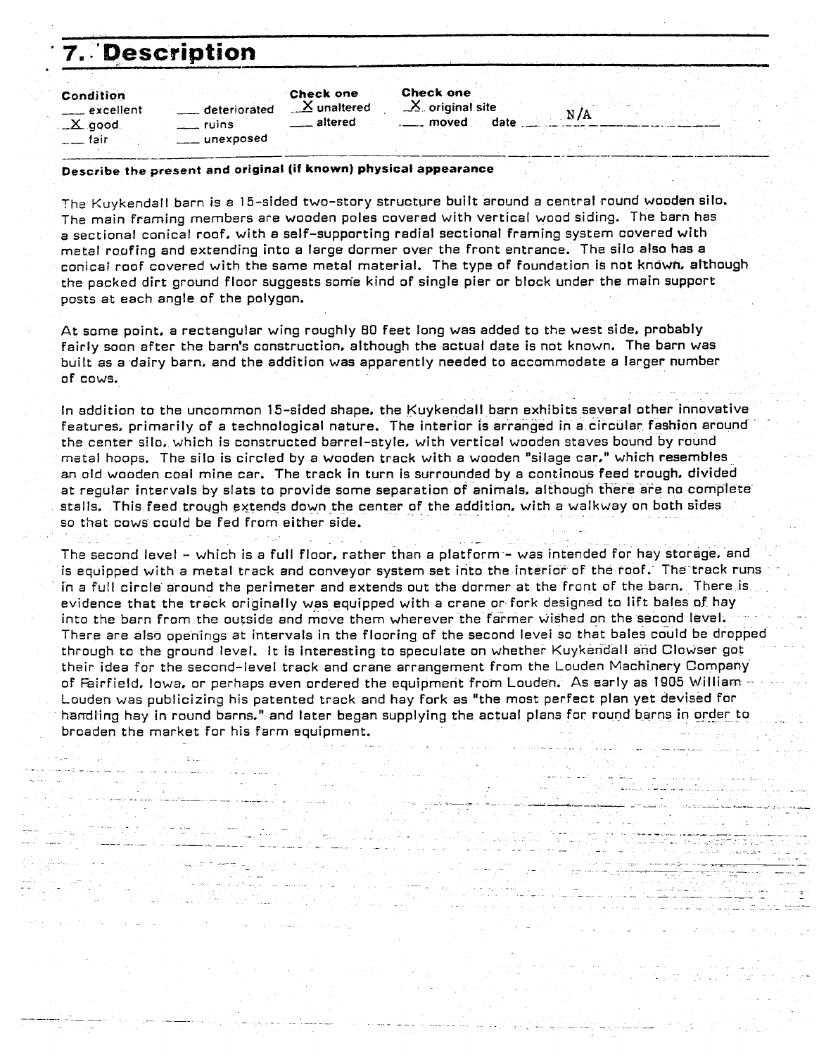# 7. Description

| Condition | | Check one | Check one | |
|---|---|---|---|---|
| ___ excellent | ___ deteriorated | _X_ unaltered | _X_ original site | |
| _X_ good | ___ ruins | ___ altered | ___ moved | date N/A |
| ___ fair | ___ unexposed | | | |

**Describe the present and original (if known) physical appearance**

The Kuykendall barn is a 15-sided two-story structure built around a central round wooden silo. The main framing members are wooden poles covered with vertical wood siding. The barn has a sectional conical roof, with a self-supporting radial sectional framing system covered with metal roofing and extending into a large dormer over the front entrance. The silo also has a conical roof covered with the same metal material. The type of foundation is not known, although the packed dirt ground floor suggests some kind of single pier or block under the main support posts at each angle of the polygon.

At some point, a rectangular wing roughly 80 feet long was added to the west side, probably fairly soon after the barn's construction, although the actual date is not known. The barn was built as a dairy barn, and the addition was apparently needed to accommodate a larger number of cows.

In addition to the uncommon 15-sided shape, the Kuykendall barn exhibits several other innovative features, primarily of a technological nature. The interior is arranged in a circular fashion around the center silo, which is constructed barrel-style, with vertical wooden staves bound by round metal hoops. The silo is circled by a wooden track with a wooden "silage car," which resembles an old wooden coal mine car. The track in turn is surrounded by a continous feed trough, divided at regular intervals by slats to provide some separation of animals, although there are no complete stalls. This feed trough extends down the center of the addition, with a walkway on both sides so that cows could be fed from either side.

The second level - which is a full floor, rather than a platform - was intended for hay storage, and is equipped with a metal track and conveyor system set into the interior of the roof. The track runs in a full circle around the perimeter and extends out the dormer at the front of the barn. There is evidence that the track originally was equipped with a crane or fork designed to lift bales of hay into the barn from the outside and move them wherever the farmer wished on the second level. There are also openings at intervals in the flooring of the second level so that bales could be dropped through to the ground level. It is interesting to speculate on whether Kuykendall and Clowser got their idea for the second-level track and crane arrangement from the Louden Machinery Company of Fairfield, Iowa, or perhaps even ordered the equipment from Louden. As early as 1905 William Louden was publicizing his patented track and hay fork as "the most perfect plan yet devised for handling hay in round barns," and later began supplying the actual plans for round barns in order to broaden the market for his farm equipment.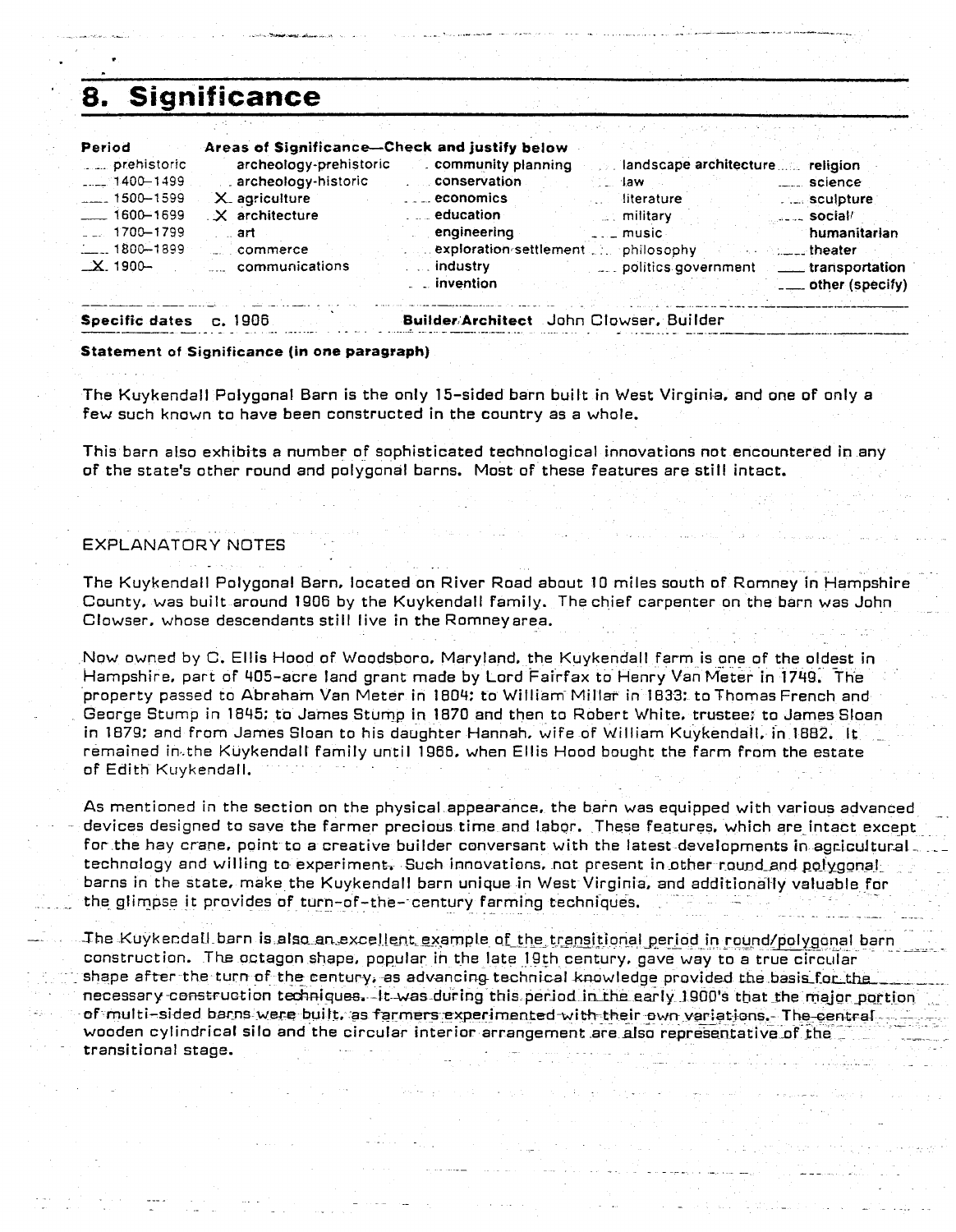## 8. Significance

| Period | Areas of Significance—Check and justify below | | | |
|---|---|---|---|---|
| ___ prehistoric | ___ archeology-prehistoric | ___ community planning | ___ landscape architecture | ___ religion |
| ___ 1400–1499 | ___ archeology-historic | ___ conservation | ___ law | ___ science |
| ___ 1500–1599 | X agriculture | ___ economics | ___ literature | ___ sculpture |
| ___ 1600–1699 | X architecture | ___ education | ___ military | ___ social/humanitarian |
| ___ 1700–1799 | ___ art | ___ engineering | ___ music | ___ theater |
| ___ 1800–1899 | ___ commerce | ___ exploration/settlement | ___ philosophy | ___ transportation |
| X 1900– | ___ communications | ___ industry | ___ politics/government | ___ other (specify) |
| | | ___ invention | | |

**Specific dates** c. 1906 **Builder/Architect** John Clowser, Builder

**Statement of Significance (in one paragraph)**

The Kuykendall Polygonal Barn is the only 15-sided barn built in West Virginia, and one of only a few such known to have been constructed in the country as a whole.

This barn also exhibits a number of sophisticated technological innovations not encountered in any of the state's other round and polygonal barns. Most of these features are still intact.

EXPLANATORY NOTES

The Kuykendall Polygonal Barn, located on River Road about 10 miles south of Romney in Hampshire County, was built around 1906 by the Kuykendall family. The chief carpenter on the barn was John Clowser, whose descendants still live in the Romney area.

Now owned by C. Ellis Hood of Woodsboro, Maryland, the Kuykendall farm is one of the oldest in Hampshire, part of 405-acre land grant made by Lord Fairfax to Henry Van Meter in 1749. The property passed to Abraham Van Meter in 1804; to William Millar in 1833; to Thomas French and George Stump in 1845; to James Stump in 1870 and then to Robert White, trustee; to James Sloan in 1879; and from James Sloan to his daughter Hannah, wife of William Kuykendall, in 1882. It remained in the Kuykendall family until 1966, when Ellis Hood bought the farm from the estate of Edith Kuykendall.

As mentioned in the section on the physical appearance, the barn was equipped with various advanced devices designed to save the farmer precious time and labor. These features, which are intact except for the hay crane, point to a creative builder conversant with the latest developments in agricultural technology and willing to experiment. Such innovations, not present in other round and polygonal barns in the state, make the Kuykendall barn unique in West Virginia, and additionally valuable for the glimpse it provides of turn-of-the-century farming techniques.

The Kuykendall barn is also an excellent example of the transitional period in round/polygonal barn construction. The octagon shape, popular in the late 19th century, gave way to a true circular shape after the turn of the century, as advancing technical knowledge provided the basis for the necessary construction techniques. It was during this period in the early 1900's that the major portion of multi-sided barns were built, as farmers experimented with their own variations. The central wooden cylindrical silo and the circular interior arrangement are also representative of the transitional stage.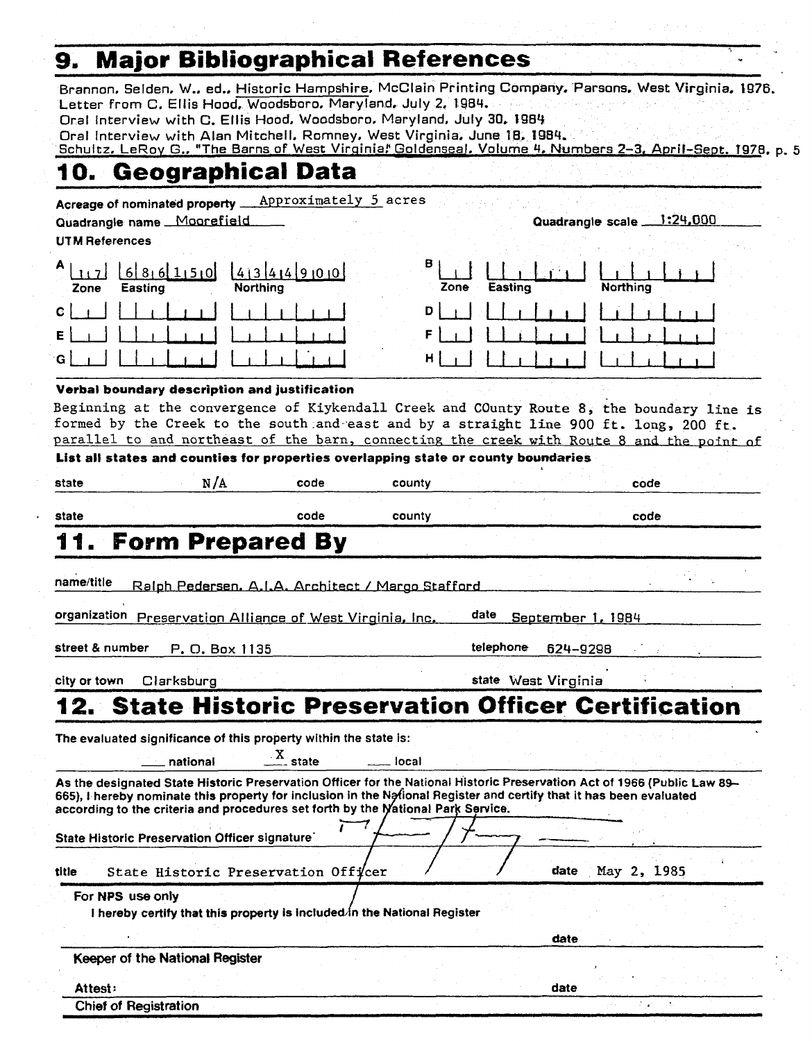# 9. Major Bibliographical References

Brannon, Selden, W., ed., Historic Hampshire, McClain Printing Company, Parsons, West Virginia, 1976.
Letter from C. Ellis Hood, Woodsboro, Maryland, July 2, 1984.
Oral interview with C. Ellis Hood, Woodsboro, Maryland, July 30, 1984
Oral interview with Alan Mitchell, Romney, West Virginia, June 18, 1984.
Schultz, LeRoy G., "The Barns of West Virginia," Goldenseal, Volume 4, Numbers 2-3, April-Sept. 1978, p. 5

# 10. Geographical Data

Acreage of nominated property Approximately 5 acres
Quadrangle name Moorefield
Quadrangle scale 1:24,000

UTM References

| | Zone | Easting | Northing |
|---|---|---|---|
| A | 17 | 686150 | 4344900 |
| B | | | |
| C | | | |
| D | | | |
| E | | | |
| F | | | |
| G | | | |
| H | | | |

**Verbal boundary description and justification**

Beginning at the convergence of Kiykendall Creek and COunty Route 8, the boundary line is formed by the Creek to the south and east and by a straight line 900 ft. long, 200 ft. parallel to and northeast of the barn, connecting the creek with Route 8 and the point of

**List all states and counties for properties overlapping state or county boundaries**

| state | code | county | code |
|---|---|---|---|
| N/A | | | |
| | | | |

# 11. Form Prepared By

name/title Ralph Pedersen, A.I.A. Architect / Margo Stafford

organization Preservation Alliance of West Virginia, Inc. date September 1, 1984

street & number P. O. Box 1135 telephone 624-9298

city or town Clarksburg state West Virginia

# 12. State Historic Preservation Officer Certification

The evaluated significance of this property within the state is:

___ national X state ___ local

As the designated State Historic Preservation Officer for the National Historic Preservation Act of 1966 (Public Law 89-665), I hereby nominate this property for inclusion in the National Register and certify that it has been evaluated according to the criteria and procedures set forth by the National Park Service.

State Historic Preservation Officer signature

title State Historic Preservation Officer date May 2, 1985

For NPS use only
I hereby certify that this property is included in the National Register

date

Keeper of the National Register

Attest: date

Chief of Registration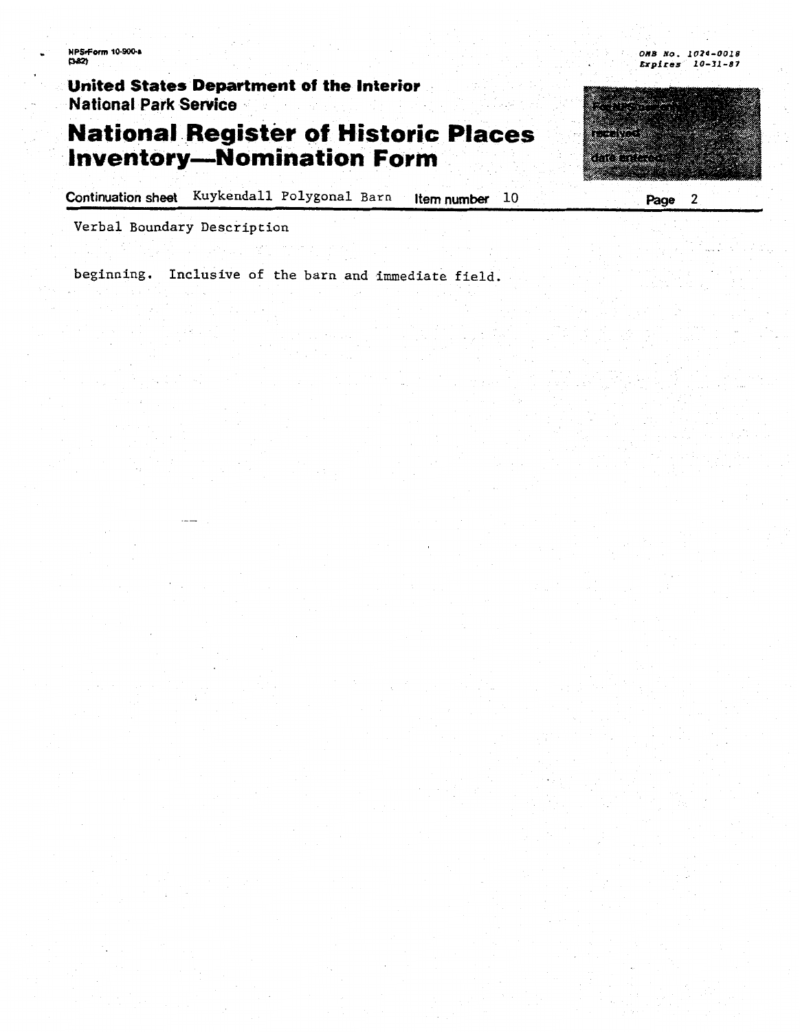**Continuation sheet** Kuykendall Polygonal Barn **Item number** 10

Verbal Boundary Description

beginning. Inclusive of the barn and immediate field.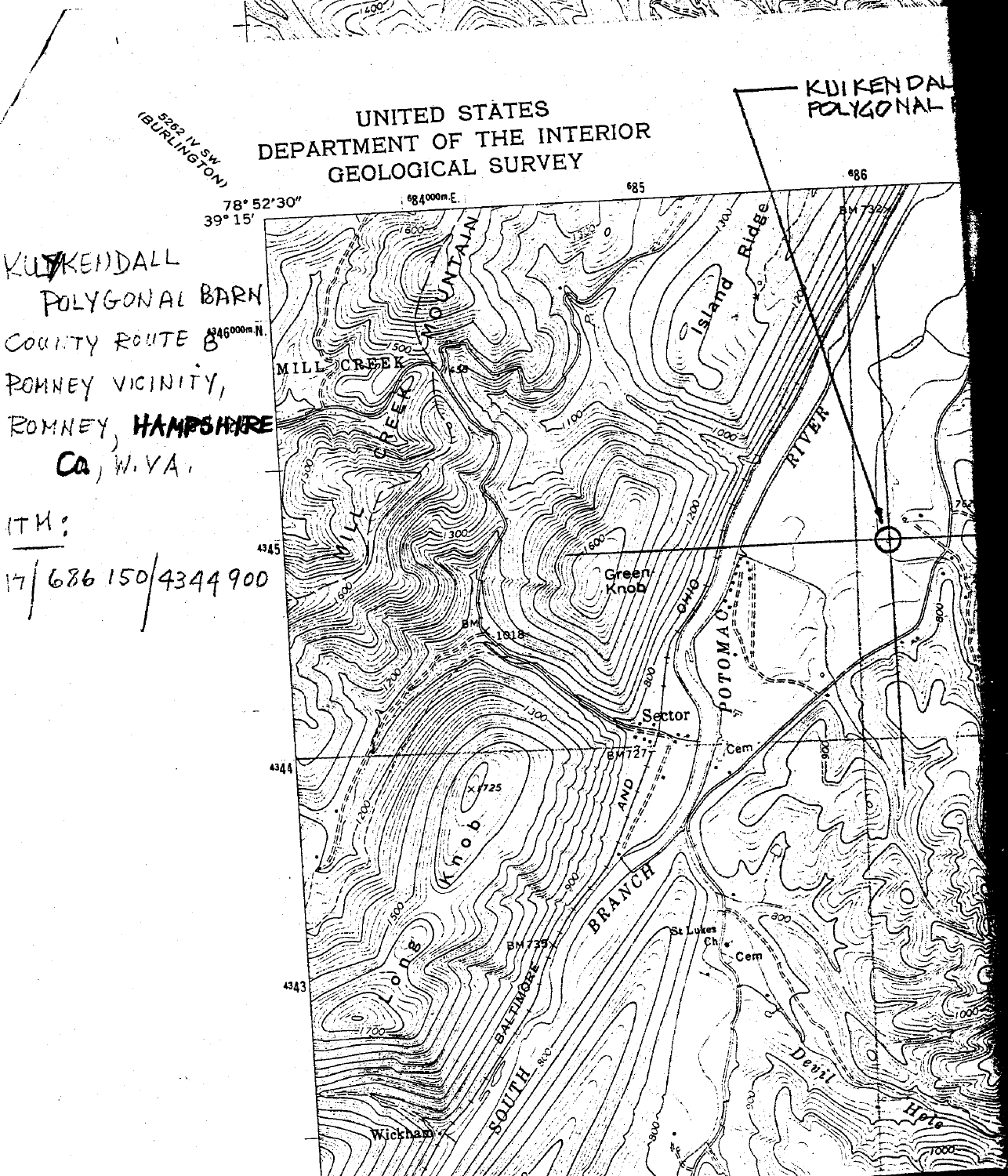5262 IV SW
(BURLINGTON)

UNITED STATES
DEPARTMENT OF THE INTERIOR
GEOLOGICAL SURVEY

KUYKENDALL
POLYGONAL BARN
COUNTY ROUTE 8
ROMNEY VICINITY,
ROMNEY, HAMPSHIRE
Co, W.VA.

UTM:
17 | 686 150 | 4344 900

KUIKENDALL
POLYGONAL